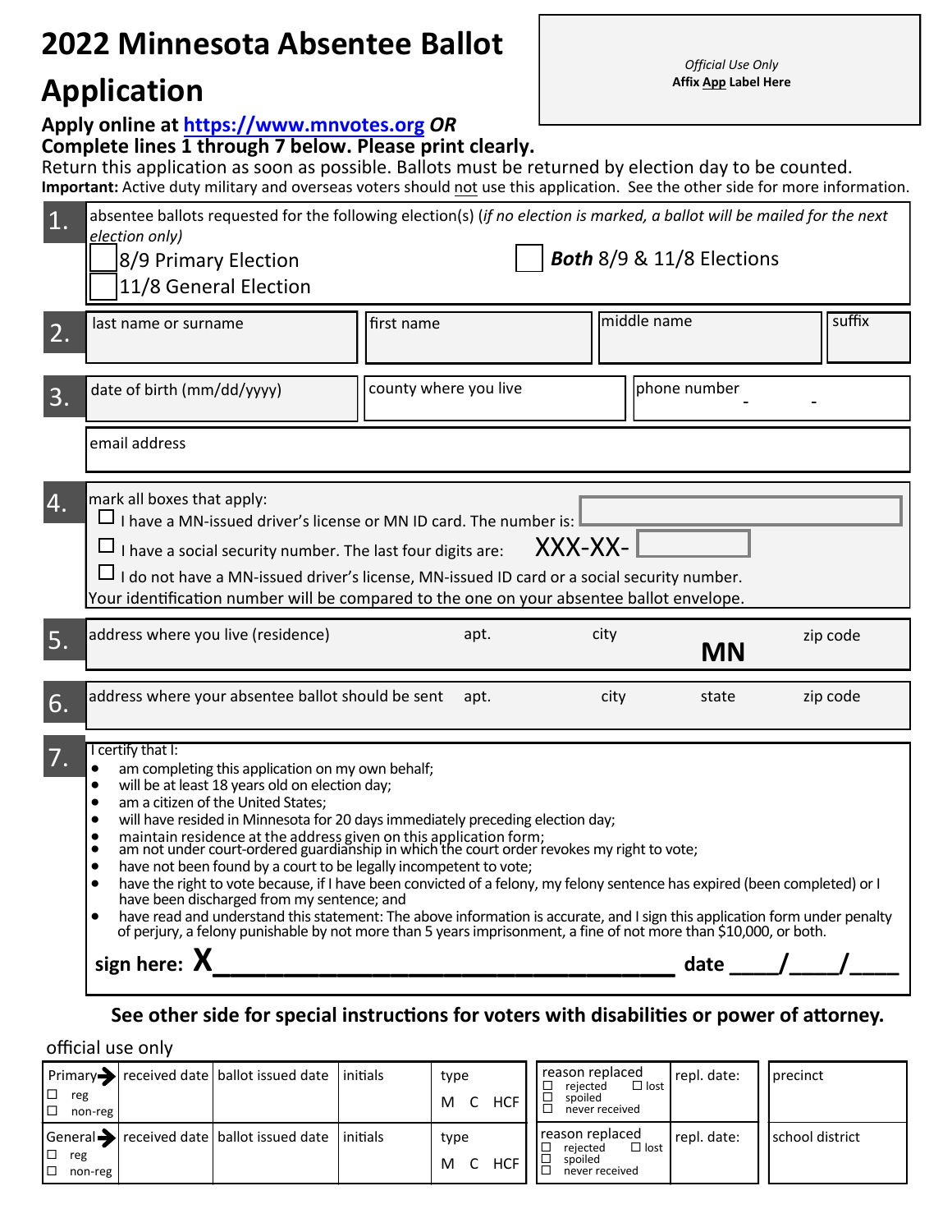# 2022 Minnesota Absentee Ballot Application

*Official Use Only*
**Affix App Label Here**

**Apply online at https://www.mnvotes.org *OR***
**Complete lines 1 through 7 below. Please print clearly.**

Return this application as soon as possible. Ballots must be returned by election day to be counted.

**Important:** Active duty military and overseas voters should not use this application. See the other side for more information.

**1.** absentee ballots requested for the following election(s) (*if no election is marked, a ballot will be mailed for the next election only)*

☐ 8/9 Primary Election
☐ 11/8 General Election
☐ ***Both*** 8/9 & 11/8 Elections

**2.**

| last name or surname | first name | middle name | suffix |
|---|---|---|---|
| | | | |

**3.**

| date of birth (mm/dd/yyyy) | county where you live | phone number - - |
|---|---|---|
| | | |

email address

**4.** mark all boxes that apply:

☐ I have a MN-issued driver's license or MN ID card. The number is: ________

☐ I have a social security number. The last four digits are: XXX-XX-____

☐ I do not have a MN-issued driver's license, MN-issued ID card or a social security number.

Your identification number will be compared to the one on your absentee ballot envelope.

**5.**

| address where you live (residence) | apt. | city | | zip code |
|---|---|---|---|---|
| | | | **MN** | |

**6.**

| address where your absentee ballot should be sent | apt. | city | state | zip code |
|---|---|---|---|---|
| | | | | |

**7.** I certify that I:

- am completing this application on my own behalf;
- will be at least 18 years old on election day;
- am a citizen of the United States;
- will have resided in Minnesota for 20 days immediately preceding election day;
- maintain residence at the address given on this application form;
- am not under court-ordered guardianship in which the court order revokes my right to vote;
- have not been found by a court to be legally incompetent to vote;
- have the right to vote because, if I have been convicted of a felony, my felony sentence has expired (been completed) or I have been discharged from my sentence; and
- have read and understand this statement: The above information is accurate, and I sign this application form under penalty of perjury, a felony punishable by not more than 5 years imprisonment, a fine of not more than $10,000, or both.

**sign here: X**________________________________ **date** ____/____/____

**See other side for special instructions for voters with disabilities or power of attorney.**

official use only

| | | | | | | | |
|---|---|---|---|---|---|---|---|
| Primary ➔ ☐ reg ☐ non-reg | received date | ballot issued date | initials | type M C HCF | reason replaced ☐ rejected ☐ lost ☐ spoiled ☐ never received | repl. date: | precinct |
| General ➔ ☐ reg ☐ non-reg | received date | ballot issued date | initials | type M C HCF | reason replaced ☐ rejected ☐ lost ☐ spoiled ☐ never received | repl. date: | school district |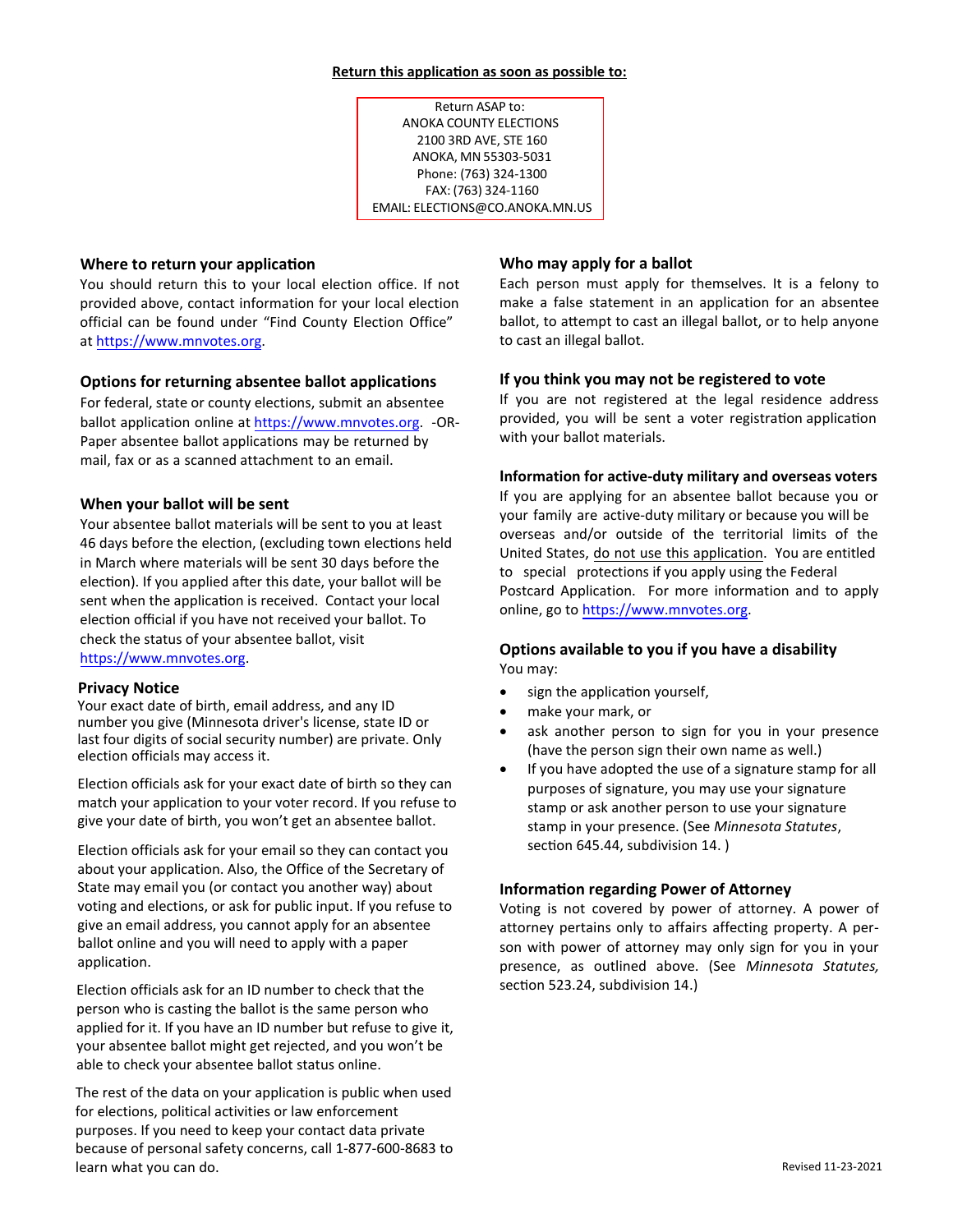**Return this application as soon as possible to:**

Return ASAP to:
ANOKA COUNTY ELECTIONS
2100 3RD AVE, STE 160
ANOKA, MN 55303-5031
Phone: (763) 324-1300
FAX: (763) 324-1160
EMAIL: ELECTIONS@CO.ANOKA.MN.US

### Where to return your application

You should return this to your local election office. If not provided above, contact information for your local election official can be found under "Find County Election Office" at https://www.mnvotes.org.

### Options for returning absentee ballot applications

For federal, state or county elections, submit an absentee ballot application online at https://www.mnvotes.org. -OR- Paper absentee ballot applications may be returned by mail, fax or as a scanned attachment to an email.

### When your ballot will be sent

Your absentee ballot materials will be sent to you at least 46 days before the election, (excluding town elections held in March where materials will be sent 30 days before the election). If you applied after this date, your ballot will be sent when the application is received. Contact your local election official if you have not received your ballot. To check the status of your absentee ballot, visit https://www.mnvotes.org.

### Privacy Notice

Your exact date of birth, email address, and any ID number you give (Minnesota driver's license, state ID or last four digits of social security number) are private. Only election officials may access it.

Election officials ask for your exact date of birth so they can match your application to your voter record. If you refuse to give your date of birth, you won't get an absentee ballot.

Election officials ask for your email so they can contact you about your application. Also, the Office of the Secretary of State may email you (or contact you another way) about voting and elections, or ask for public input. If you refuse to give an email address, you cannot apply for an absentee ballot online and you will need to apply with a paper application.

Election officials ask for an ID number to check that the person who is casting the ballot is the same person who applied for it. If you have an ID number but refuse to give it, your absentee ballot might get rejected, and you won't be able to check your absentee ballot status online.

The rest of the data on your application is public when used for elections, political activities or law enforcement purposes. If you need to keep your contact data private because of personal safety concerns, call 1-877-600-8683 to learn what you can do.

### Who may apply for a ballot

Each person must apply for themselves. It is a felony to make a false statement in an application for an absentee ballot, to attempt to cast an illegal ballot, or to help anyone to cast an illegal ballot.

### If you think you may not be registered to vote

If you are not registered at the legal residence address provided, you will be sent a voter registration application with your ballot materials.

### Information for active-duty military and overseas voters

If you are applying for an absentee ballot because you or your family are active-duty military or because you will be overseas and/or outside of the territorial limits of the United States, do not use this application. You are entitled to special protections if you apply using the Federal Postcard Application. For more information and to apply online, go to https://www.mnvotes.org.

### Options available to you if you have a disability

You may:

- sign the application yourself,
- make your mark, or
- ask another person to sign for you in your presence (have the person sign their own name as well.)
- If you have adopted the use of a signature stamp for all purposes of signature, you may use your signature stamp or ask another person to use your signature stamp in your presence. (See *Minnesota Statutes*, section 645.44, subdivision 14. )

### Information regarding Power of Attorney

Voting is not covered by power of attorney. A power of attorney pertains only to affairs affecting property. A person with power of attorney may only sign for you in your presence, as outlined above. (See *Minnesota Statutes,* section 523.24, subdivision 14.)

Revised 11-23-2021